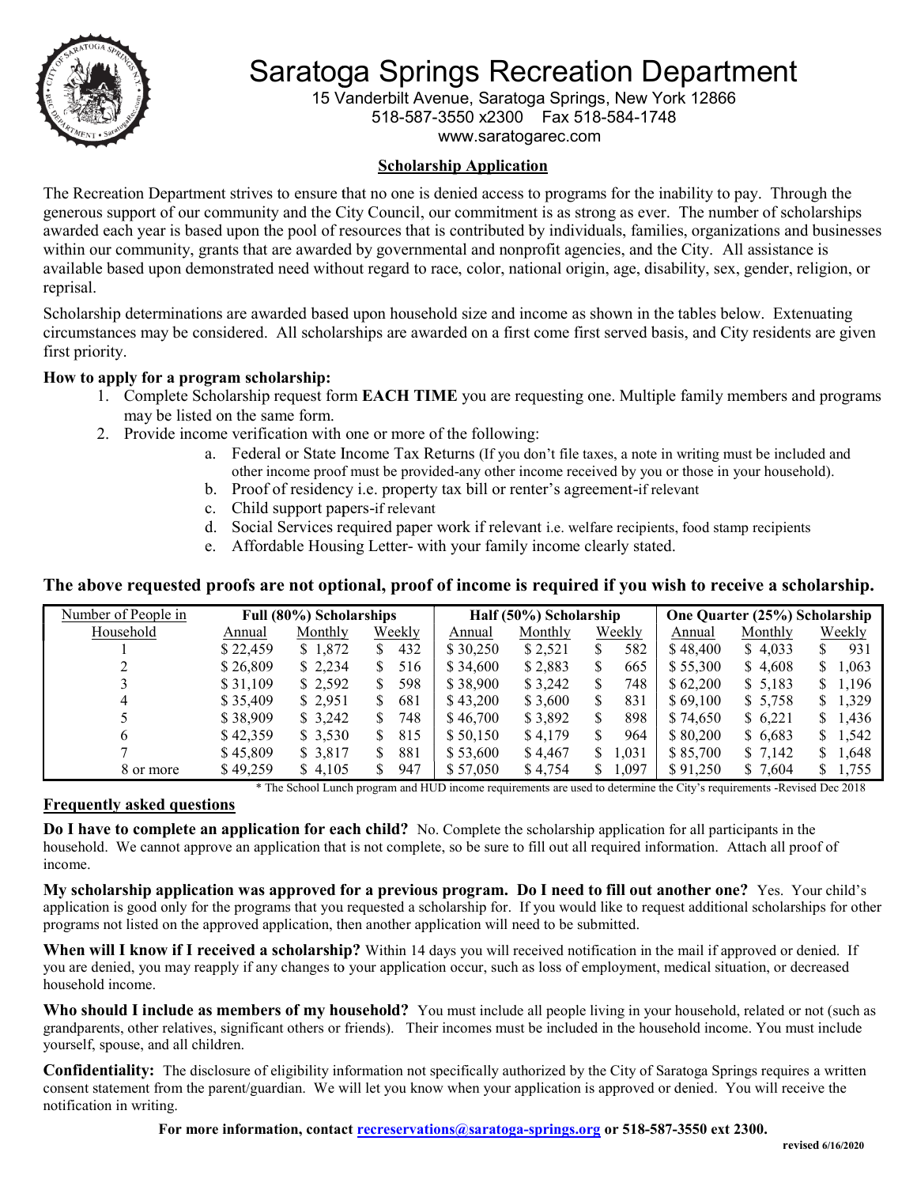# Saratoga Springs Recreation Department

15 Vanderbilt Avenue, Saratoga Springs, New York 12866
518-587-3550 x2300 Fax 518-584-1748
www.saratogarec.com

## Scholarship Application

The Recreation Department strives to ensure that no one is denied access to programs for the inability to pay. Through the generous support of our community and the City Council, our commitment is as strong as ever. The number of scholarships awarded each year is based upon the pool of resources that is contributed by individuals, families, organizations and businesses within our community, grants that are awarded by governmental and nonprofit agencies, and the City. All assistance is available based upon demonstrated need without regard to race, color, national origin, age, disability, sex, gender, religion, or reprisal.

Scholarship determinations are awarded based upon household size and income as shown in the tables below. Extenuating circumstances may be considered. All scholarships are awarded on a first come first served basis, and City residents are given first priority.

**How to apply for a program scholarship:**

1. Complete Scholarship request form **EACH TIME** you are requesting one. Multiple family members and programs may be listed on the same form.
2. Provide income verification with one or more of the following:
   a. Federal or State Income Tax Returns (If you don't file taxes, a note in writing must be included and other income proof must be provided-any other income received by you or those in your household).
   b. Proof of residency i.e. property tax bill or renter's agreement-if relevant
   c. Child support papers-if relevant
   d. Social Services required paper work if relevant i.e. welfare recipients, food stamp recipients
   e. Affordable Housing Letter- with your family income clearly stated.

**The above requested proofs are not optional, proof of income is required if you wish to receive a scholarship.**

| Number of People in | Full (80%) Scholarships | | | Half (50%) Scholarship | | | One Quarter (25%) Scholarship | | |
|---|---|---|---|---|---|---|---|---|---|
| Household | Annual | Monthly | Weekly | Annual | Monthly | Weekly | Annual | Monthly | Weekly |
| 1 | $ 22,459 | $ 1,872 | $ 432 | $ 30,250 | $ 2,521 | $ 582 | $ 48,400 | $ 4,033 | $ 931 |
| 2 | $ 26,809 | $ 2,234 | $ 516 | $ 34,600 | $ 2,883 | $ 665 | $ 55,300 | $ 4,608 | $ 1,063 |
| 3 | $ 31,109 | $ 2,592 | $ 598 | $ 38,900 | $ 3,242 | $ 748 | $ 62,200 | $ 5,183 | $ 1,196 |
| 4 | $ 35,409 | $ 2,951 | $ 681 | $ 43,200 | $ 3,600 | $ 831 | $ 69,100 | $ 5,758 | $ 1,329 |
| 5 | $ 38,909 | $ 3,242 | $ 748 | $ 46,700 | $ 3,892 | $ 898 | $ 74,650 | $ 6,221 | $ 1,436 |
| 6 | $ 42,359 | $ 3,530 | $ 815 | $ 50,150 | $ 4,179 | $ 964 | $ 80,200 | $ 6,683 | $ 1,542 |
| 7 | $ 45,809 | $ 3,817 | $ 881 | $ 53,600 | $ 4,467 | $ 1,031 | $ 85,700 | $ 7,142 | $ 1,648 |
| 8 or more | $ 49,259 | $ 4,105 | $ 947 | $ 57,050 | $ 4,754 | $ 1,097 | $ 91,250 | $ 7,604 | $ 1,755 |

\* The School Lunch program and HUD income requirements are used to determine the City's requirements -Revised Dec 2018

## Frequently asked questions

**Do I have to complete an application for each child?** No. Complete the scholarship application for all participants in the household. We cannot approve an application that is not complete, so be sure to fill out all required information. Attach all proof of income.

**My scholarship application was approved for a previous program. Do I need to fill out another one?** Yes. Your child's application is good only for the programs that you requested a scholarship for. If you would like to request additional scholarships for other programs not listed on the approved application, then another application will need to be submitted.

**When will I know if I received a scholarship?** Within 14 days you will received notification in the mail if approved or denied. If you are denied, you may reapply if any changes to your application occur, such as loss of employment, medical situation, or decreased household income.

**Who should I include as members of my household?** You must include all people living in your household, related or not (such as grandparents, other relatives, significant others or friends). Their incomes must be included in the household income. You must include yourself, spouse, and all children.

**Confidentiality:** The disclosure of eligibility information not specifically authorized by the City of Saratoga Springs requires a written consent statement from the parent/guardian. We will let you know when your application is approved or denied. You will receive the notification in writing.

**For more information, contact recreservations@saratoga-springs.org or 518-587-3550 ext 2300.**

revised 6/16/2020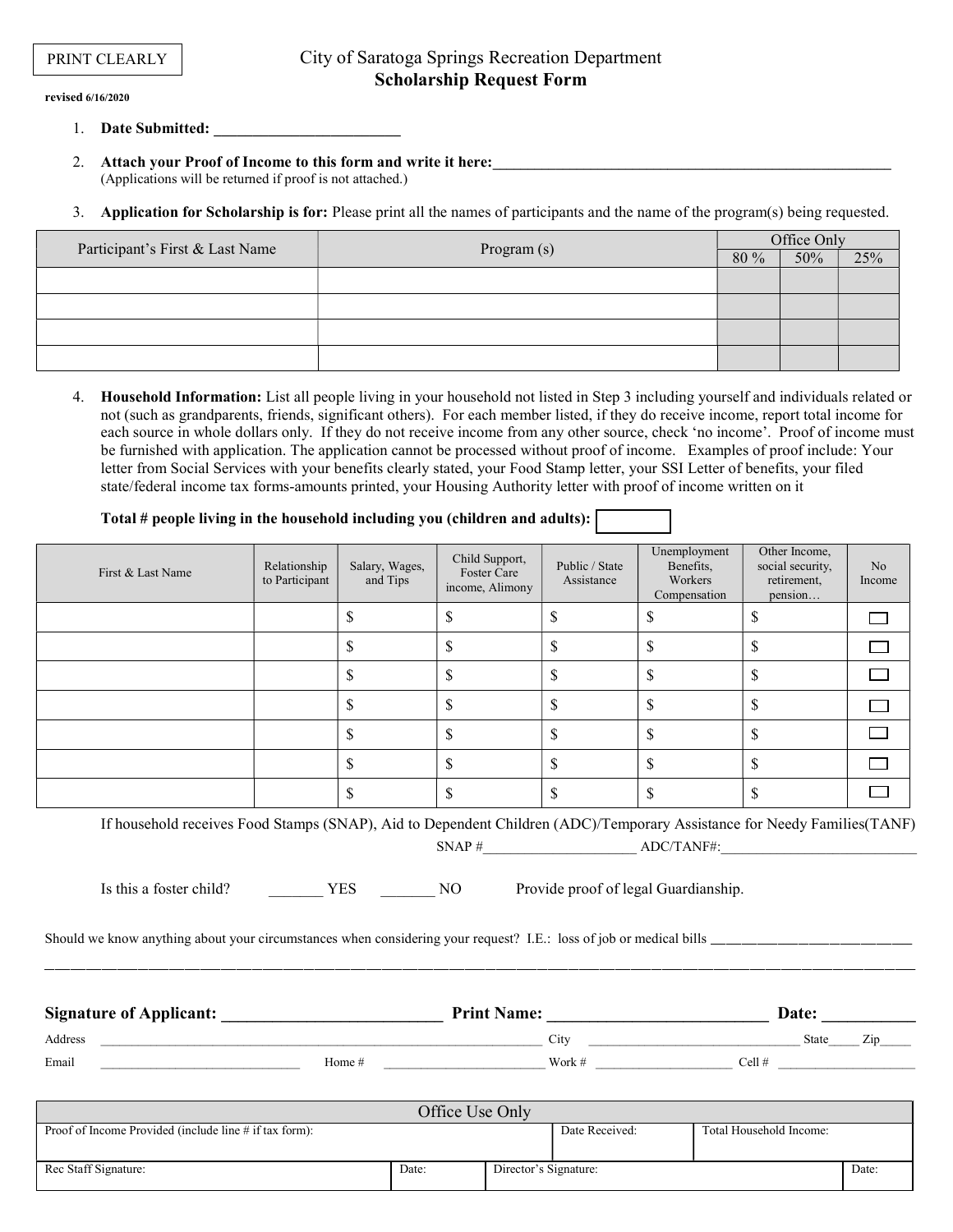PRINT CLEARLY

revised 6/16/2020

# City of Saratoga Springs Recreation Department

## Scholarship Request Form

1. **Date Submitted: \_\_\_\_\_\_\_\_\_\_\_\_\_\_\_\_\_\_\_\_\_\_\_\_**

2. **Attach your Proof of Income to this form and write it here:\_\_\_\_\_\_\_\_\_\_\_\_\_\_\_\_\_\_\_\_\_\_\_\_\_\_\_\_\_\_\_\_\_\_\_\_\_\_\_\_\_\_\_\_\_\_\_\_\_\_\_\_**
   (Applications will be returned if proof is not attached.)

3. **Application for Scholarship is for:** Please print all the names of participants and the name of the program(s) being requested.

| Participant's First & Last Name | Program (s) | Office Only | | |
|---|---|---|---|---|
| | | 80 % | 50% | 25% |
| | | | | |
| | | | | |
| | | | | |
| | | | | |

4. **Household Information:** List all people living in your household not listed in Step 3 including yourself and individuals related or not (such as grandparents, friends, significant others). For each member listed, if they do receive income, report total income for each source in whole dollars only. If they do not receive income from any other source, check 'no income'. Proof of income must be furnished with application. The application cannot be processed without proof of income. Examples of proof include: Your letter from Social Services with your benefits clearly stated, your Food Stamp letter, your SSI Letter of benefits, your filed state/federal income tax forms-amounts printed, your Housing Authority letter with proof of income written on it

**Total # people living in the household including you (children and adults):** ☐

| First & Last Name | Relationship to Participant | Salary, Wages, and Tips | Child Support, Foster Care income, Alimony | Public / State Assistance | Unemployment Benefits, Workers Compensation | Other Income, social security, retirement, pension… | No Income |
|---|---|---|---|---|---|---|---|
| | | $ | $ | $ | $ | $ | ☐ |
| | | $ | $ | $ | $ | $ | ☐ |
| | | $ | $ | $ | $ | $ | ☐ |
| | | $ | $ | $ | $ | $ | ☐ |
| | | $ | $ | $ | $ | $ | ☐ |
| | | $ | $ | $ | $ | $ | ☐ |
| | | $ | $ | $ | $ | $ | ☐ |

If household receives Food Stamps (SNAP), Aid to Dependent Children (ADC)/Temporary Assistance for Needy Families(TANF)

SNAP #\_\_\_\_\_\_\_\_\_\_\_\_\_\_\_\_\_\_\_\_\_\_ ADC/TANF#:\_\_\_\_\_\_\_\_\_\_\_\_\_\_\_\_\_\_\_\_\_\_\_\_\_\_\_\_

Is this a foster child? \_\_\_\_\_\_\_ YES \_\_\_\_\_\_\_ NO Provide proof of legal Guardianship.

Should we know anything about your circumstances when considering your request? I.E.: loss of job or medical bills \_\_\_\_\_\_\_\_\_\_\_\_\_\_\_\_\_\_\_\_\_\_\_\_\_\_\_\_

\_\_\_\_\_\_\_\_\_\_\_\_\_\_\_\_\_\_\_\_\_\_\_\_\_\_\_\_\_\_\_\_\_\_\_\_\_\_\_\_\_\_\_\_\_\_\_\_\_\_\_\_\_\_\_\_\_\_\_\_\_\_\_\_\_\_\_\_\_\_\_\_\_\_\_\_\_\_\_\_\_\_\_\_\_\_\_\_\_\_\_\_\_\_\_\_\_\_\_\_\_\_\_\_\_\_\_\_\_\_

**Signature of Applicant: \_\_\_\_\_\_\_\_\_\_\_\_\_\_\_\_\_\_\_\_\_\_\_\_\_\_ Print Name: \_\_\_\_\_\_\_\_\_\_\_\_\_\_\_\_\_\_\_\_\_\_\_\_\_\_ Date: \_\_\_\_\_\_\_\_\_\_\_**

Address \_\_\_\_\_\_\_\_\_\_\_\_\_\_\_\_\_\_\_\_\_\_\_\_\_\_\_\_\_\_\_\_\_\_\_\_\_\_\_\_\_\_\_\_\_\_\_\_\_\_\_\_\_\_\_\_\_\_\_\_\_\_\_\_\_\_\_\_\_\_ City \_\_\_\_\_\_\_\_\_\_\_\_\_\_\_\_\_\_\_\_\_\_\_\_\_\_\_\_\_\_\_\_\_\_\_\_\_ State\_\_\_\_\_ Zip\_\_\_\_\_

Email \_\_\_\_\_\_\_\_\_\_\_\_\_\_\_\_\_\_\_\_\_\_\_\_\_\_\_\_\_\_\_\_\_ Home # \_\_\_\_\_\_\_\_\_\_\_\_\_\_\_\_\_\_\_\_\_\_\_\_\_\_ Work # \_\_\_\_\_\_\_\_\_\_\_\_\_\_\_\_\_\_\_\_\_\_ Cell # \_\_\_\_\_\_\_\_\_\_\_\_\_\_\_\_\_\_\_\_\_\_

| Office Use Only | | | | |
|---|---|---|---|---|
| Proof of Income Provided (include line # if tax form): | | Date Received: | Total Household Income: | |
| Rec Staff Signature: | Date: | Director's Signature: | | Date: |